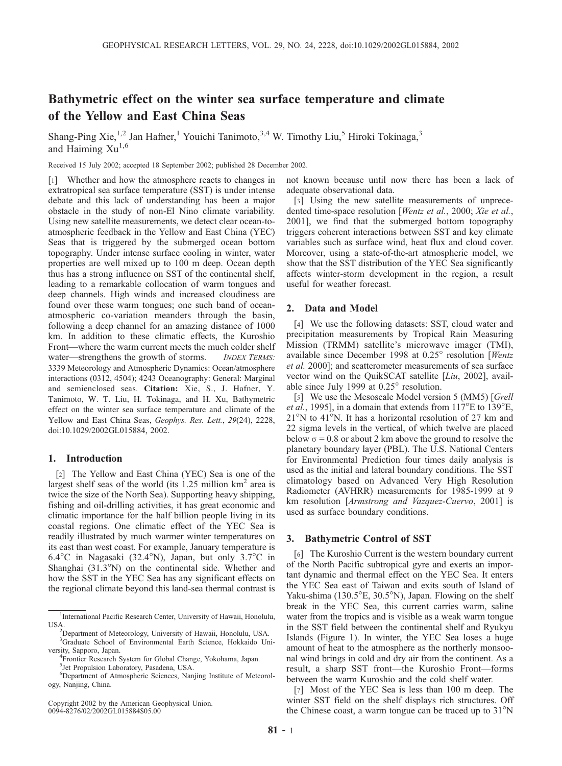# Bathymetric effect on the winter sea surface temperature and climate of the Yellow and East China Seas

Shang-Ping Xie,[1,2] Jan Hafner,[1] Youichi Tanimoto,[3,4] W. Timothy Liu,[5] Hiroki Tokinaga,[3] and Haiming Xu[1,6]

Received 15 July 2002; accepted 18 September 2002; published 28 December 2002.

[1] Whether and how the atmosphere reacts to changes in extratropical sea surface temperature (SST) is under intense debate and this lack of understanding has been a major obstacle in the study of non-El Nino climate variability. Using new satellite measurements, we detect clear ocean-to-atmospheric feedback in the Yellow and East China (YEC) Seas that is triggered by the submerged ocean bottom topography. Under intense surface cooling in winter, water properties are well mixed up to 100 m deep. Ocean depth thus has a strong influence on SST of the continental shelf, leading to a remarkable collocation of warm tongues and deep channels. High winds and increased cloudiness are found over these warm tongues; one such band of ocean-atmospheric co-variation meanders through the basin, following a deep channel for an amazing distance of 1000 km. In addition to these climatic effects, the Kuroshio Front—where the warm current meets the much colder shelf water—strengthens the growth of storms. *INDEX TERMS:* 3339 Meteorology and Atmospheric Dynamics: Ocean/atmosphere interactions (0312, 4504); 4243 Oceanography: General: Marginal and semienclosed seas. **Citation:** Xie, S., J. Hafner, Y. Tanimoto, W. T. Liu, H. Tokinaga, and H. Xu, Bathymetric effect on the winter sea surface temperature and climate of the Yellow and East China Seas, *Geophys. Res. Lett.*, *29*(24), 2228, doi:10.1029/2002GL015884, 2002.

## 1. Introduction

[2] The Yellow and East China (YEC) Sea is one of the largest shelf seas of the world (its 1.25 million km$^2$ area is twice the size of the North Sea). Supporting heavy shipping, fishing and oil-drilling activities, it has great economic and climatic importance for the half billion people living in its coastal regions. One climatic effect of the YEC Sea is readily illustrated by much warmer winter temperatures on its east than west coast. For example, January temperature is 6.4°C in Nagasaki (32.4°N), Japan, but only 3.7°C in Shanghai (31.3°N) on the continental side. Whether and how the SST in the YEC Sea has any significant effects on the regional climate beyond this land-sea thermal contrast is not known because until now there has been a lack of adequate observational data.

[3] Using the new satellite measurements of unprecedented time-space resolution [*Wentz et al.*, 2000; *Xie et al.*, 2001], we find that the submerged bottom topography triggers coherent interactions between SST and key climate variables such as surface wind, heat flux and cloud cover. Moreover, using a state-of-the-art atmospheric model, we show that the SST distribution of the YEC Sea significantly affects winter-storm development in the region, a result useful for weather forecast.

## 2. Data and Model

[4] We use the following datasets: SST, cloud water and precipitation measurements by Tropical Rain Measuring Mission (TRMM) satellite's microwave imager (TMI), available since December 1998 at 0.25° resolution [*Wentz et al.* 2000]; and scatterometer measurements of sea surface vector wind on the QuikSCAT satellite [*Liu*, 2002], available since July 1999 at 0.25° resolution.

[5] We use the Mesoscale Model version 5 (MM5) [*Grell et al.*, 1995], in a domain that extends from 117°E to 139°E, 21°N to 41°N. It has a horizontal resolution of 27 km and 22 sigma levels in the vertical, of which twelve are placed below $\sigma = 0.8$ or about 2 km above the ground to resolve the planetary boundary layer (PBL). The U.S. National Centers for Environmental Prediction four times daily analysis is used as the initial and lateral boundary conditions. The SST climatology based on Advanced Very High Resolution Radiometer (AVHRR) measurements for 1985-1999 at 9 km resolution [*Armstrong and Vazquez-Cuervo*, 2001] is used as surface boundary conditions.

## 3. Bathymetric Control of SST

[6] The Kuroshio Current is the western boundary current of the North Pacific subtropical gyre and exerts an important dynamic and thermal effect on the YEC Sea. It enters the YEC Sea east of Taiwan and exits south of Island of Yaku-shima (130.5°E, 30.5°N), Japan. Flowing on the shelf break in the YEC Sea, this current carries warm, saline water from the tropics and is visible as a weak warm tongue in the SST field between the continental shelf and Ryukyu Islands (Figure 1). In winter, the YEC Sea loses a huge amount of heat to the atmosphere as the northerly monsoonal wind brings in cold and dry air from the continent. As a result, a sharp SST front—the Kuroshio Front—forms between the warm Kuroshio and the cold shelf water.

[7] Most of the YEC Sea is less than 100 m deep. The winter SST field on the shelf displays rich structures. Off the Chinese coast, a warm tongue can be traced up to 31°N

---

[1] International Pacific Research Center, University of Hawaii, Honolulu, USA.
[2] Department of Meteorology, University of Hawaii, Honolulu, USA.
[3] Graduate School of Environmental Earth Science, Hokkaido University, Sapporo, Japan.
[4] Frontier Research System for Global Change, Yokohama, Japan.
[5] Jet Propulsion Laboratory, Pasadena, USA.
[6] Department of Atmospheric Sciences, Nanjing Institute of Meteorology, Nanjing, China.

Copyright 2002 by the American Geophysical Union.
0094-8276/02/2002GL015884$05.00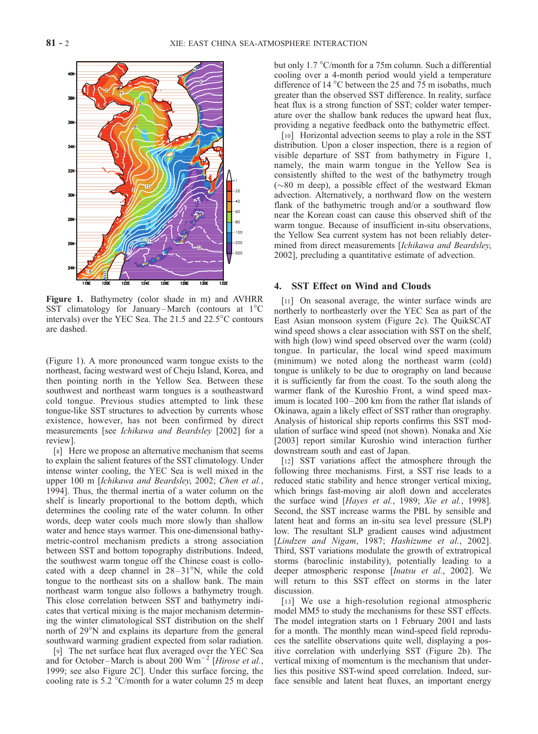**Figure 1.** Bathymetry (color shade in m) and AVHRR SST climatology for January–March (contours at 1°C intervals) over the YEC Sea. The 21.5 and 22.5°C contours are dashed.

(Figure 1). A more pronounced warm tongue exists to the northeast, facing westward west of Cheju Island, Korea, and then pointing north in the Yellow Sea. Between these southwest and northeast warm tongues is a southeastward cold tongue. Previous studies attempted to link these tongue-like SST structures to advection by currents whose existence, however, has not been confirmed by direct measurements [see *Ichikawa and Beardsley* [2002] for a review].

[8] Here we propose an alternative mechanism that seems to explain the salient features of the SST climatology. Under intense winter cooling, the YEC Sea is well mixed in the upper 100 m [*Ichikawa and Beardsley*, 2002; *Chen et al.*, 1994]. Thus, the thermal inertia of a water column on the shelf is linearly proportional to the bottom depth, which determines the cooling rate of the water column. In other words, deep water cools much more slowly than shallow water and hence stays warmer. This one-dimensional bathymetric-control mechanism predicts a strong association between SST and bottom topography distributions. Indeed, the southwest warm tongue off the Chinese coast is collocated with a deep channel in 28–31°N, while the cold tongue to the northeast sits on a shallow bank. The main northeast warm tongue also follows a bathymetry trough. This close correlation between SST and bathymetry indicates that vertical mixing is the major mechanism determining the winter climatological SST distribution on the shelf north of 29°N and explains its departure from the general southward warming gradient expected from solar radiation.

[9] The net surface heat flux averaged over the YEC Sea and for October–March is about 200 $\mathrm{Wm^{-2}}$ [*Hirose et al.*, 1999; see also Figure 2C]. Under this surface forcing, the cooling rate is 5.2 °C/month for a water column 25 m deep but only 1.7 °C/month for a 75m column. Such a differential cooling over a 4-month period would yield a temperature difference of 14 °C between the 25 and 75 m isobaths, much greater than the observed SST difference. In reality, surface heat flux is a strong function of SST; colder water temperature over the shallow bank reduces the upward heat flux, providing a negative feedback onto the bathymetric effect.

[10] Horizontal advection seems to play a role in the SST distribution. Upon a closer inspection, there is a region of visible departure of SST from bathymetry in Figure 1, namely, the main warm tongue in the Yellow Sea is consistently shifted to the west of the bathymetry trough (~80 m deep), a possible effect of the westward Ekman advection. Alternatively, a northward flow on the western flank of the bathymetric trough and/or a southward flow near the Korean coast can cause this observed shift of the warm tongue. Because of insufficient in-situ observations, the Yellow Sea current system has not been reliably determined from direct measurements [*Ichikawa and Beardsley*, 2002], precluding a quantitative estimate of advection.

## 4. SST Effect on Wind and Clouds

[11] On seasonal average, the winter surface winds are northerly to northeasterly over the YEC Sea as part of the East Asian monsoon system (Figure 2c). The QuikSCAT wind speed shows a clear association with SST on the shelf, with high (low) wind speed observed over the warm (cold) tongue. In particular, the local wind speed maximum (minimum) we noted along the northeast warm (cold) tongue is unlikely to be due to orography on land because it is sufficiently far from the coast. To the south along the warmer flank of the Kuroshio Front, a wind speed maximum is located 100–200 km from the rather flat islands of Okinawa, again a likely effect of SST rather than orography. Analysis of historical ship reports confirms this SST modulation of surface wind speed (not shown). Nonaka and Xie [2003] report similar Kuroshio wind interaction further downstream south and east of Japan.

[12] SST variations affect the atmosphere through the following three mechanisms. First, a SST rise leads to a reduced static stability and hence stronger vertical mixing, which brings fast-moving air aloft down and accelerates the surface wind [*Hayes et al.*, 1989; *Xie et al.*, 1998]. Second, the SST increase warms the PBL by sensible and latent heat and forms an in-situ sea level pressure (SLP) low. The resultant SLP gradient causes wind adjustment [*Lindzen and Nigam*, 1987; *Hashizume et al.*, 2002]. Third, SST variations modulate the growth of extratropical storms (baroclinic instability), potentially leading to a deeper atmospheric response [*Inatsu et al.*, 2002]. We will return to this SST effect on storms in the later discussion.

[13] We use a high-resolution regional atmospheric model MM5 to study the mechanisms for these SST effects. The model integration starts on 1 February 2001 and lasts for a month. The monthly mean wind-speed field reproduces the satellite observations quite well, displaying a positive correlation with underlying SST (Figure 2b). The vertical mixing of momentum is the mechanism that underlies this positive SST-wind speed correlation. Indeed, surface sensible and latent heat fluxes, an important energy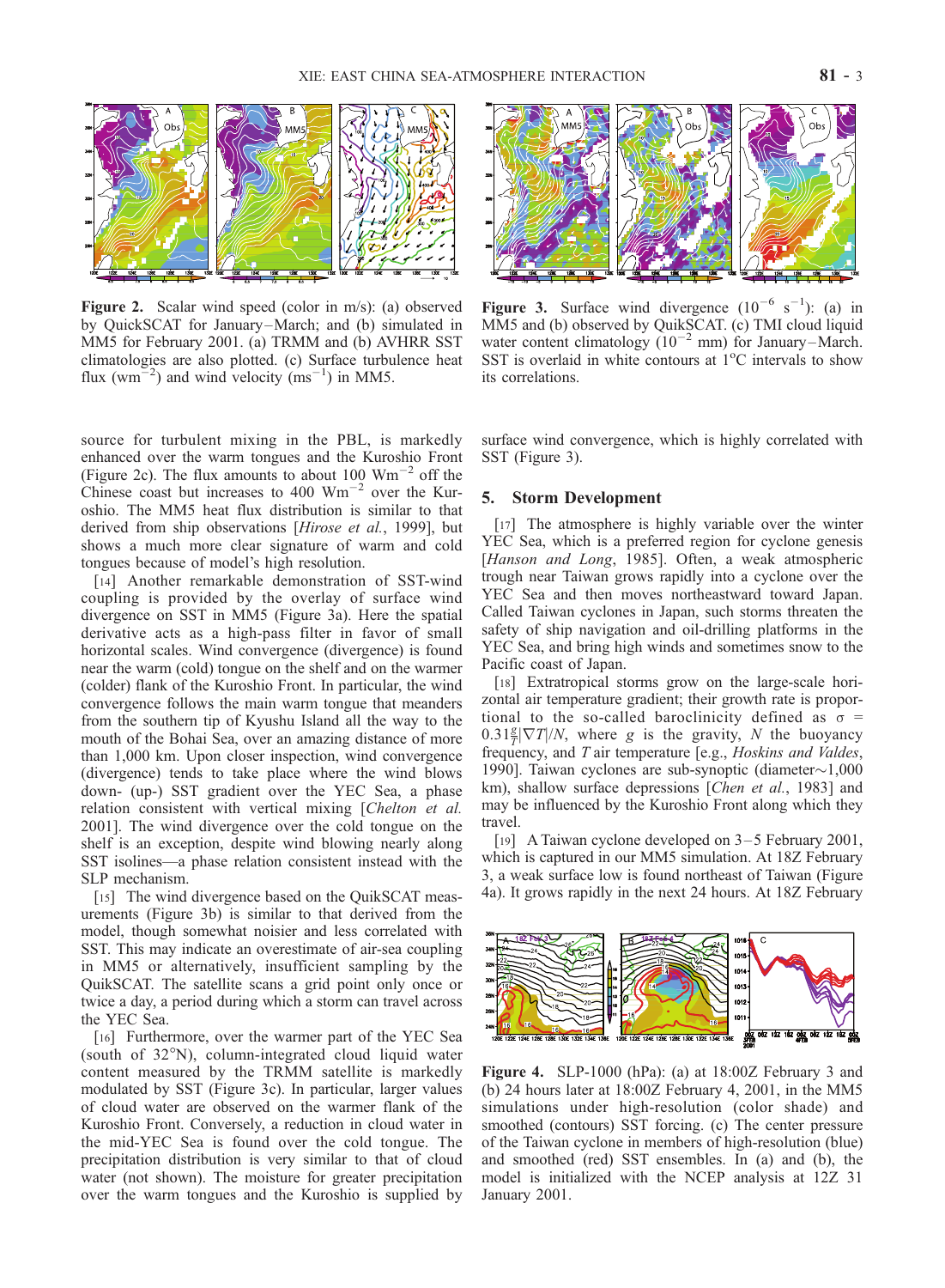**Figure 2.** Scalar wind speed (color in m/s): (a) observed by QuickSCAT for January–March; and (b) simulated in MM5 for February 2001. (a) TRMM and (b) AVHRR SST climatologies are also plotted. (c) Surface turbulence heat flux (wm$^{-2}$) and wind velocity (ms$^{-1}$) in MM5.

**Figure 3.** Surface wind divergence ($10^{-6}$ s$^{-1}$): (a) in MM5 and (b) observed by QuikSCAT. (c) TMI cloud liquid water content climatology ($10^{-2}$ mm) for January–March. SST is overlaid in white contours at 1°C intervals to show its correlations.

source for turbulent mixing in the PBL, is markedly enhanced over the warm tongues and the Kuroshio Front (Figure 2c). The flux amounts to about 100 Wm$^{-2}$ off the Chinese coast but increases to 400 Wm$^{-2}$ over the Kuroshio. The MM5 heat flux distribution is similar to that derived from ship observations [*Hirose et al.*, 1999], but shows a much more clear signature of warm and cold tongues because of model's high resolution.

[14] Another remarkable demonstration of SST-wind coupling is provided by the overlay of surface wind divergence on SST in MM5 (Figure 3a). Here the spatial derivative acts as a high-pass filter in favor of small horizontal scales. Wind convergence (divergence) is found near the warm (cold) tongue on the shelf and on the warmer (colder) flank of the Kuroshio Front. In particular, the wind convergence follows the main warm tongue that meanders from the southern tip of Kyushu Island all the way to the mouth of the Bohai Sea, over an amazing distance of more than 1,000 km. Upon closer inspection, wind convergence (divergence) tends to take place where the wind blows down- (up-) SST gradient over the YEC Sea, a phase relation consistent with vertical mixing [*Chelton et al.* 2001]. The wind divergence over the cold tongue on the shelf is an exception, despite wind blowing nearly along SST isolines—a phase relation consistent instead with the SLP mechanism.

[15] The wind divergence based on the QuikSCAT measurements (Figure 3b) is similar to that derived from the model, though somewhat noisier and less correlated with SST. This may indicate an overestimate of air-sea coupling in MM5 or alternatively, insufficient sampling by the QuikSCAT. The satellite scans a grid point only once or twice a day, a period during which a storm can travel across the YEC Sea.

[16] Furthermore, over the warmer part of the YEC Sea (south of 32°N), column-integrated cloud liquid water content measured by the TRMM satellite is markedly modulated by SST (Figure 3c). In particular, larger values of cloud water are observed on the warmer flank of the Kuroshio Front. Conversely, a reduction in cloud water in the mid-YEC Sea is found over the cold tongue. The precipitation distribution is very similar to that of cloud water (not shown). The moisture for greater precipitation over the warm tongues and the Kuroshio is supplied by surface wind convergence, which is highly correlated with SST (Figure 3).

## 5. Storm Development

[17] The atmosphere is highly variable over the winter YEC Sea, which is a preferred region for cyclone genesis [*Hanson and Long*, 1985]. Often, a weak atmospheric trough near Taiwan grows rapidly into a cyclone over the YEC Sea and then moves northeastward toward Japan. Called Taiwan cyclones in Japan, such storms threaten the safety of ship navigation and oil-drilling platforms in the YEC Sea, and bring high winds and sometimes snow to the Pacific coast of Japan.

[18] Extratropical storms grow on the large-scale horizontal air temperature gradient; their growth rate is proportional to the so-called baroclinicity defined as $\sigma = 0.31\frac{g}{T}|\nabla T|/N$, where $g$ is the gravity, $N$ the buoyancy frequency, and $T$ air temperature [e.g., *Hoskins and Valdes*, 1990]. Taiwan cyclones are sub-synoptic (diameter~1,000 km), shallow surface depressions [*Chen et al.*, 1983] and may be influenced by the Kuroshio Front along which they travel.

[19] A Taiwan cyclone developed on 3–5 February 2001, which is captured in our MM5 simulation. At 18Z February 3, a weak surface low is found northeast of Taiwan (Figure 4a). It grows rapidly in the next 24 hours. At 18Z February

**Figure 4.** SLP-1000 (hPa): (a) at 18:00Z February 3 and (b) 24 hours later at 18:00Z February 4, 2001, in the MM5 simulations under high-resolution (color shade) and smoothed (contours) SST forcing. (c) The center pressure of the Taiwan cyclone in members of high-resolution (blue) and smoothed (red) SST ensembles. In (a) and (b), the model is initialized with the NCEP analysis at 12Z 31 January 2001.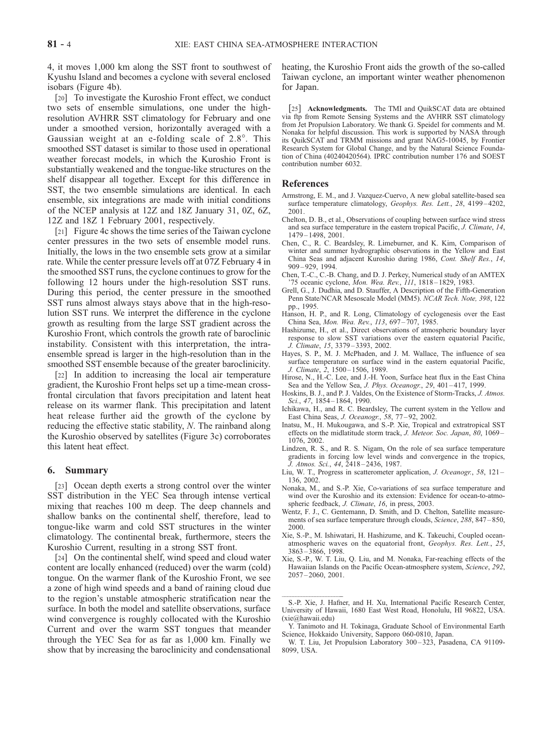4, it moves 1,000 km along the SST front to southwest of Kyushu Island and becomes a cyclone with several enclosed isobars (Figure 4b).

[20] To investigate the Kuroshio Front effect, we conduct two sets of ensemble simulations, one under the high-resolution AVHRR SST climatology for February and one under a smoothed version, horizontally averaged with a Gaussian weight at an e-folding scale of 2.8°. This smoothed SST dataset is similar to those used in operational weather forecast models, in which the Kuroshio Front is substantially weakened and the tongue-like structures on the shelf disappear all together. Except for this difference in SST, the two ensemble simulations are identical. In each ensemble, six integrations are made with initial conditions of the NCEP analysis at 12Z and 18Z January 31, 0Z, 6Z, 12Z and 18Z 1 February 2001, respectively.

[21] Figure 4c shows the time series of the Taiwan cyclone center pressures in the two sets of ensemble model runs. Initially, the lows in the two ensemble sets grow at a similar rate. While the center pressure levels off at 07Z February 4 in the smoothed SST runs, the cyclone continues to grow for the following 12 hours under the high-resolution SST runs. During this period, the center pressure in the smoothed SST runs almost always stays above that in the high-resolution SST runs. We interpret the difference in the cyclone growth as resulting from the large SST gradient across the Kuroshio Front, which controls the growth rate of baroclinic instability. Consistent with this interpretation, the intra-ensemble spread is larger in the high-resolution than in the smoothed SST ensemble because of the greater baroclinicity.

[22] In addition to increasing the local air temperature gradient, the Kuroshio Front helps set up a time-mean cross-frontal circulation that favors precipitation and latent heat release on its warmer flank. This precipitation and latent heat release further aid the growth of the cyclone by reducing the effective static stability, $N$. The rainband along the Kuroshio observed by satellites (Figure 3c) corroborates this latent heat effect.

## 6. Summary

[23] Ocean depth exerts a strong control over the winter SST distribution in the YEC Sea through intense vertical mixing that reaches 100 m deep. The deep channels and shallow banks on the continental shelf, therefore, lead to tongue-like warm and cold SST structures in the winter climatology. The continental break, furthermore, steers the Kuroshio Current, resulting in a strong SST front.

[24] On the continental shelf, wind speed and cloud water content are locally enhanced (reduced) over the warm (cold) tongue. On the warmer flank of the Kuroshio Front, we see a zone of high wind speeds and a band of raining cloud due to the region's unstable atmospheric stratification near the surface. In both the model and satellite observations, surface wind convergence is roughly collocated with the Kuroshio Current and over the warm SST tongues that meander through the YEC Sea for as far as 1,000 km. Finally we show that by increasing the baroclinicity and condensational heating, the Kuroshio Front aids the growth of the so-called Taiwan cyclone, an important winter weather phenomenon for Japan.

[25] **Acknowledgments.** The TMI and QuikSCAT data are obtained via ftp from Remote Sensing Systems and the AVHRR SST climatology from Jet Propulsion Laboratory. We thank G. Speidel for comments and M. Nonaka for helpful discussion. This work is supported by NASA through its QuikSCAT and TRMM missions and grant NAG5-10045, by Frontier Research System for Global Change, and by the Natural Science Foundation of China (40240420564). IPRC contribution number 176 and SOEST contribution number 6032.

## References

Armstrong, E. M., and J. Vazquez-Cuervo, A new global satellite-based sea surface temperature climatology, *Geophys. Res. Lett.*, *28*, 4199–4202, 2001.

Chelton, D. B., et al., Observations of coupling between surface wind stress and sea surface temperature in the eastern tropical Pacific, *J. Climate*, *14*, 1479–1498, 2001.

Chen, C., R. C. Beardsley, R. Limeburner, and K. Kim, Comparison of winter and summer hydrographic observations in the Yellow and East China Seas and adjacent Kuroshio during 1986, *Cont. Shelf Res.*, *14*, 909–929, 1994.

Chen, T.-C., C.-B. Chang, and D. J. Perkey, Numerical study of an AMTEX '75 oceanic cyclone, *Mon. Wea. Rev.*, *111*, 1818–1829, 1983.

Grell, G., J. Dudhia, and D. Stauffer, A Description of the Fifth-Generation Penn State/NCAR Mesoscale Model (MM5). *NCAR Tech. Note, 398*, 122 pp., 1995.

Hanson, H. P., and R. Long, Climatology of cyclogenesis over the East China Sea, *Mon. Wea. Rev.*, *113*, 697–707, 1985.

Hashizume, H., et al., Direct observations of atmospheric boundary layer response to slow SST variations over the eastern equatorial Pacific, *J. Climate*, *15*, 3379–3393, 2002.

Hayes, S. P., M. J. McPhaden, and J. M. Wallace, The influence of sea surface temperature on surface wind in the eastern equatorial Pacific, *J. Climate*, *2*, 1500–1506, 1989.

Hirose, N., H.-C. Lee, and J.-H. Yoon, Surface heat flux in the East China Sea and the Yellow Sea, *J. Phys. Oceanogr.*, *29*, 401–417, 1999.

Hoskins, B. J., and P. J. Valdes, On the Existence of Storm-Tracks, *J. Atmos. Sci.*, *47*, 1854–1864, 1990.

Ichikawa, H., and R. C. Beardsley, The current system in the Yellow and East China Seas, *J. Oceanogr.*, *58*, 77–92, 2002.

Inatsu, M., H. Mukougawa, and S.-P. Xie, Tropical and extratropical SST effects on the midlatitude storm track, *J. Meteor. Soc. Japan*, *80*, 1069–1076, 2002.

Lindzen, R. S., and R. S. Nigam, On the role of sea surface temperature gradients in forcing low level winds and convergence in the tropics, *J. Atmos. Sci.*, *44*, 2418–2436, 1987.

Liu, W. T., Progress in scatterometer application, *J. Oceanogr.*, *58*, 121–136, 2002.

Nonaka, M., and S.-P. Xie, Co-variations of sea surface temperature and wind over the Kuroshio and its extension: Evidence for ocean-to-atmospheric feedback, *J. Climate*, *16*, in press, 2003.

Wentz, F. J., C. Gentemann, D. Smith, and D. Chelton, Satellite measurements of sea surface temperature through clouds, *Science*, *288*, 847–850, 2000.

Xie, S.-P., M. Ishiwatari, H. Hashizume, and K. Takeuchi, Coupled ocean-atmospheric waves on the equatorial front, *Geophys. Res. Lett.*, *25*, 3863–3866, 1998.

Xie, S.-P., W. T. Liu, Q. Liu, and M. Nonaka, Far-reaching effects of the Hawaiian Islands on the Pacific Ocean-atmosphere system, *Science*, *292*, 2057–2060, 2001.

---

S.-P. Xie, J. Hafner, and H. Xu, International Pacific Research Center, University of Hawaii, 1680 East West Road, Honolulu, HI 96822, USA. (xie@hawaii.edu)

Y. Tanimoto and H. Tokinaga, Graduate School of Environmental Earth Science, Hokkaido University, Sapporo 060-0810, Japan.

W. T. Liu, Jet Propulsion Laboratory 300–323, Pasadena, CA 91109-8099, USA.